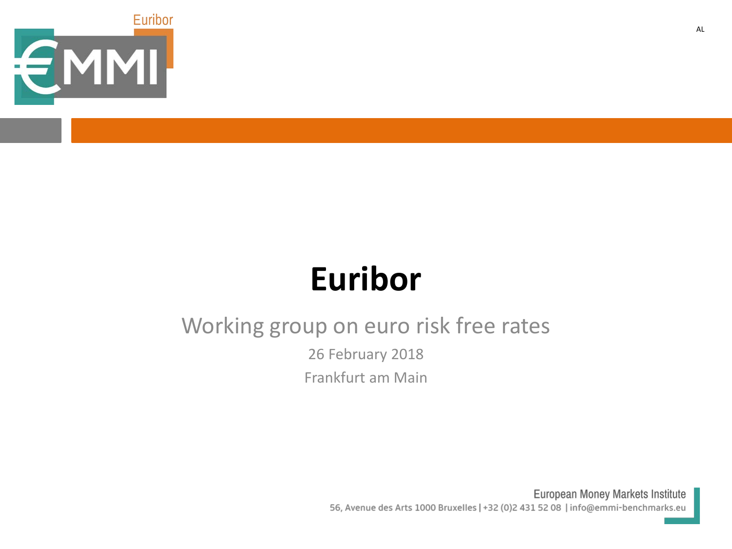# Euribor

## Working group on euro risk free rates

26 February 2018

Frankfurt am Main

European Money Markets Institute

56, Avenue des Arts 1000 Bruxelles | +32 (0)2 431 52 08 | info@emmi-benchmarks.eu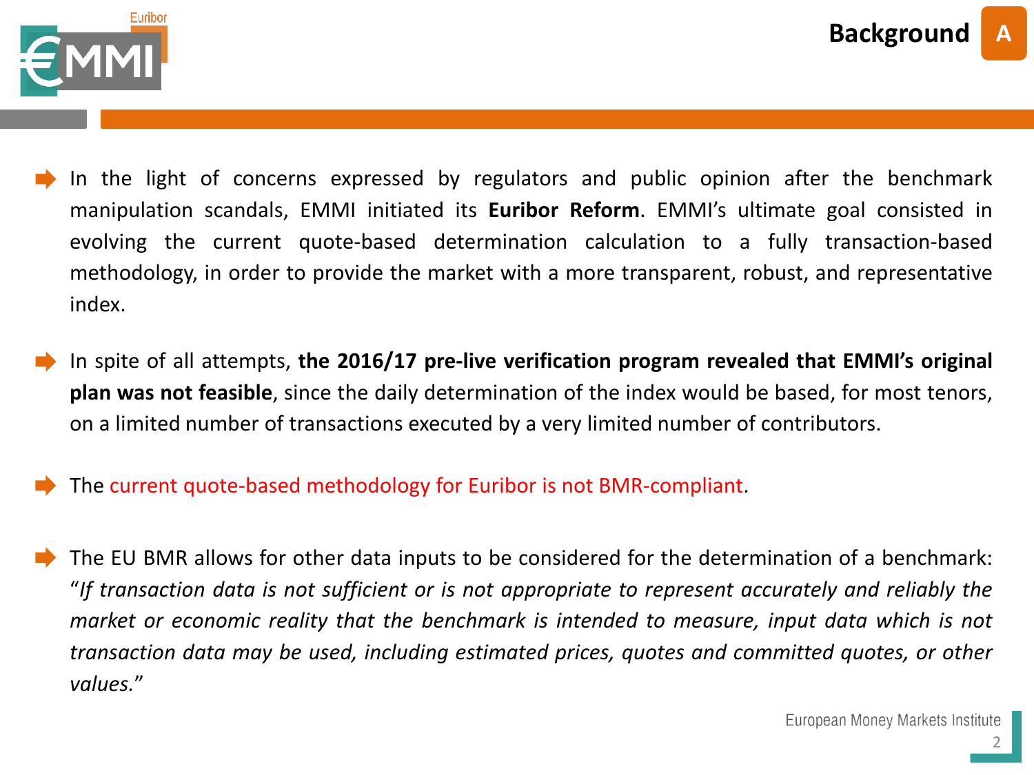## Background

- In the light of concerns expressed by regulators and public opinion after the benchmark manipulation scandals, EMMI initiated its **Euribor Reform**. EMMI's ultimate goal consisted in evolving the current quote-based determination calculation to a fully transaction-based methodology, in order to provide the market with a more transparent, robust, and representative index.

- In spite of all attempts, **the 2016/17 pre-live verification program revealed that EMMI's original plan was not feasible**, since the daily determination of the index would be based, for most tenors, on a limited number of transactions executed by a very limited number of contributors.

- The current quote-based methodology for Euribor is not BMR-compliant.

- The EU BMR allows for other data inputs to be considered for the determination of a benchmark: "*If transaction data is not sufficient or is not appropriate to represent accurately and reliably the market or economic reality that the benchmark is intended to measure, input data which is not transaction data may be used, including estimated prices, quotes and committed quotes, or other values.*"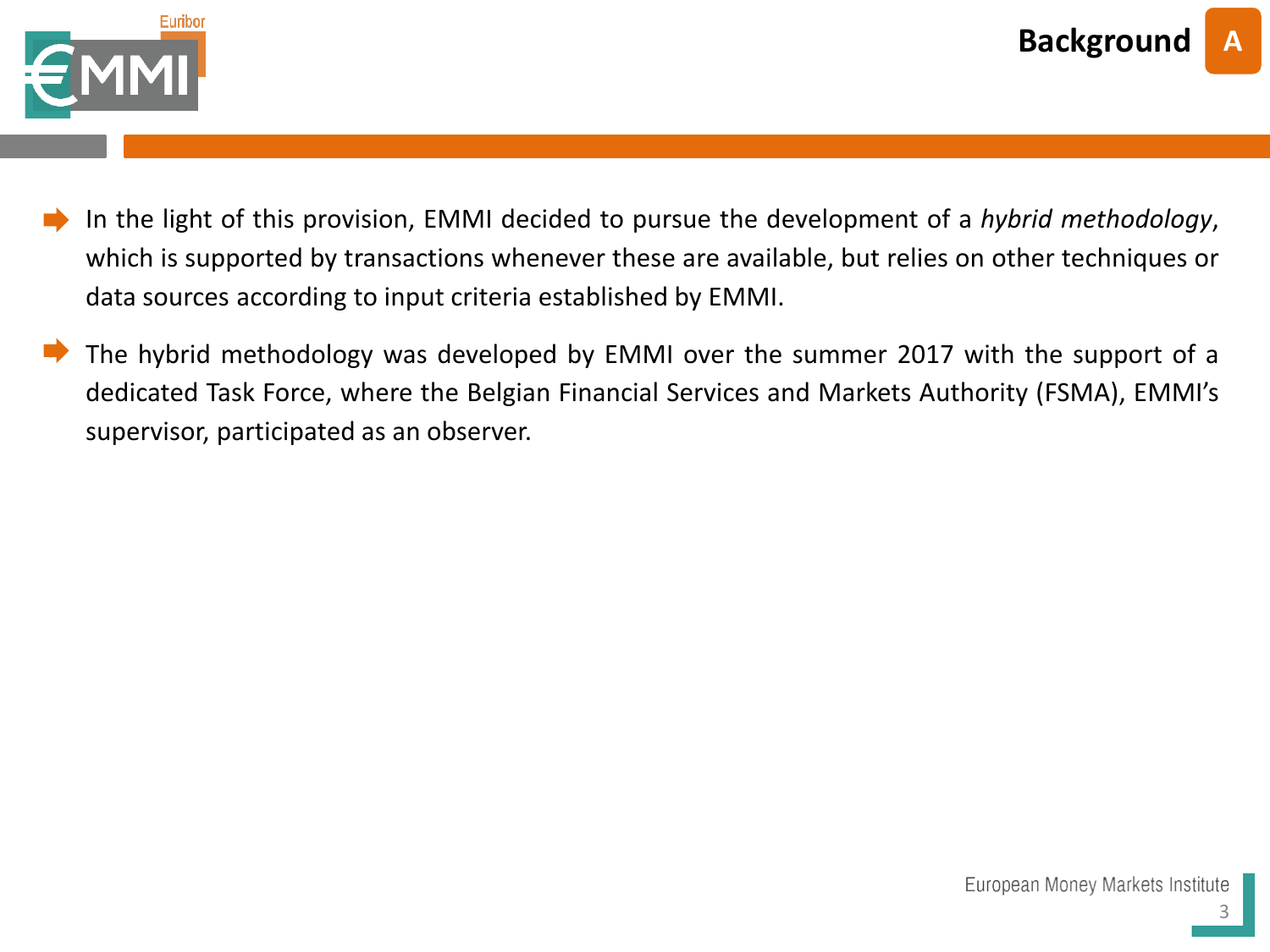## Background

- In the light of this provision, EMMI decided to pursue the development of a *hybrid methodology*, which is supported by transactions whenever these are available, but relies on other techniques or data sources according to input criteria established by EMMI.
- The hybrid methodology was developed by EMMI over the summer 2017 with the support of a dedicated Task Force, where the Belgian Financial Services and Markets Authority (FSMA), EMMI's supervisor, participated as an observer.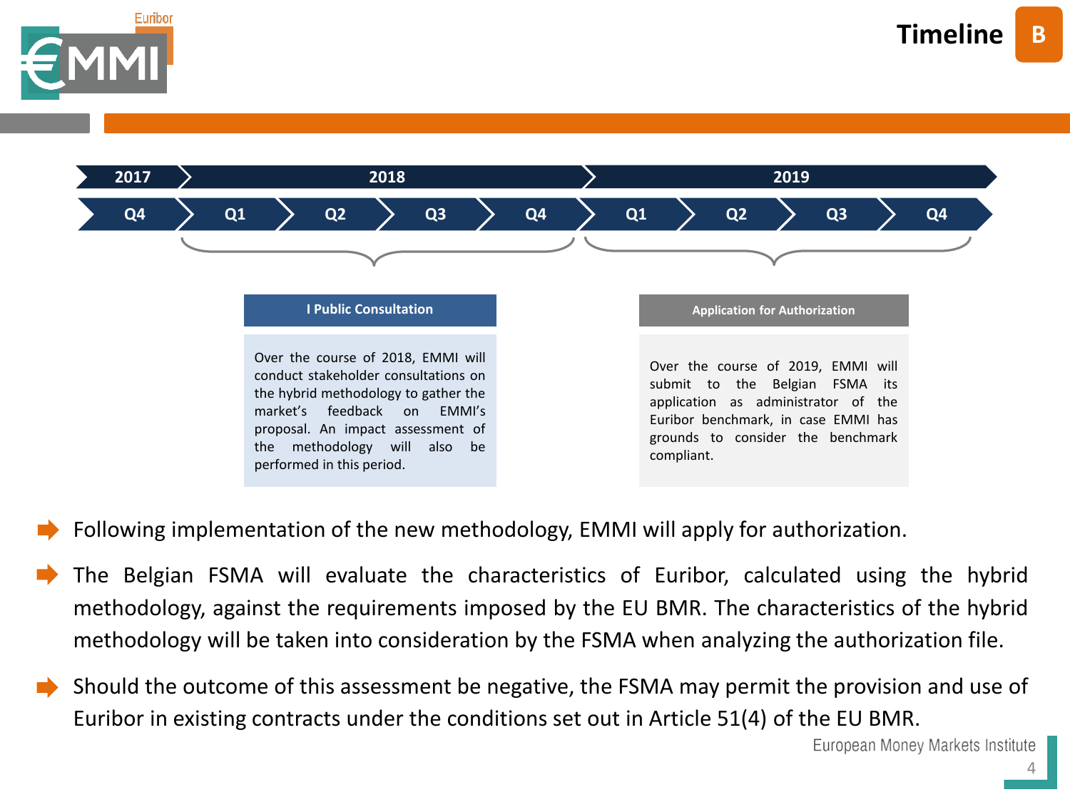# Timeline B

| 2017 | 2018 | | | | 2019 | | | |
|---|---|---|---|---|---|---|---|---|
| Q4 | Q1 | Q2 | Q3 | Q4 | Q1 | Q2 | Q3 | Q4 |

**I Public Consultation** (2018)

Over the course of 2018, EMMI will conduct stakeholder consultations on the hybrid methodology to gather the market's feedback on EMMI's proposal. An impact assessment of the methodology will also be performed in this period.

**Application for Authorization** (2019)

Over the course of 2019, EMMI will submit to the Belgian FSMA its application as administrator of the Euribor benchmark, in case EMMI has grounds to consider the benchmark compliant.

- Following implementation of the new methodology, EMMI will apply for authorization.
- The Belgian FSMA will evaluate the characteristics of Euribor, calculated using the hybrid methodology, against the requirements imposed by the EU BMR. The characteristics of the hybrid methodology will be taken into consideration by the FSMA when analyzing the authorization file.
- Should the outcome of this assessment be negative, the FSMA may permit the provision and use of Euribor in existing contracts under the conditions set out in Article 51(4) of the EU BMR.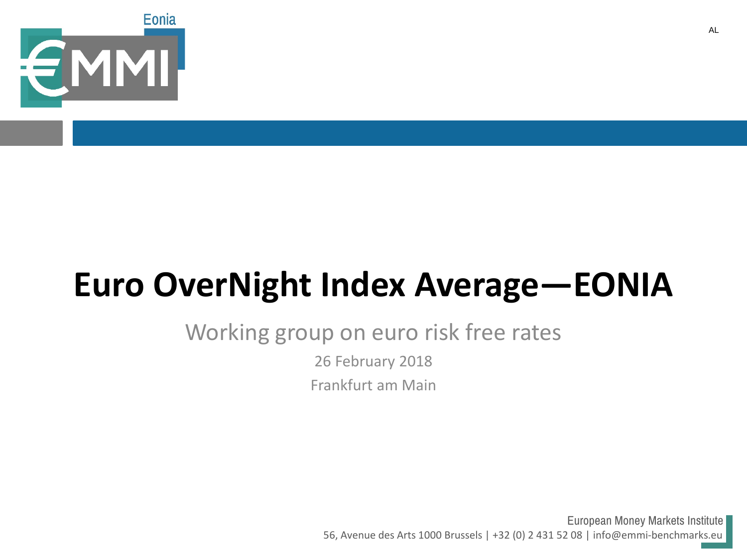# Euro OverNight Index Average—EONIA

Working group on euro risk free rates

26 February 2018

Frankfurt am Main

European Money Markets Institute

56, Avenue des Arts 1000 Brussels | +32 (0) 2 431 52 08 | info@emmi-benchmarks.eu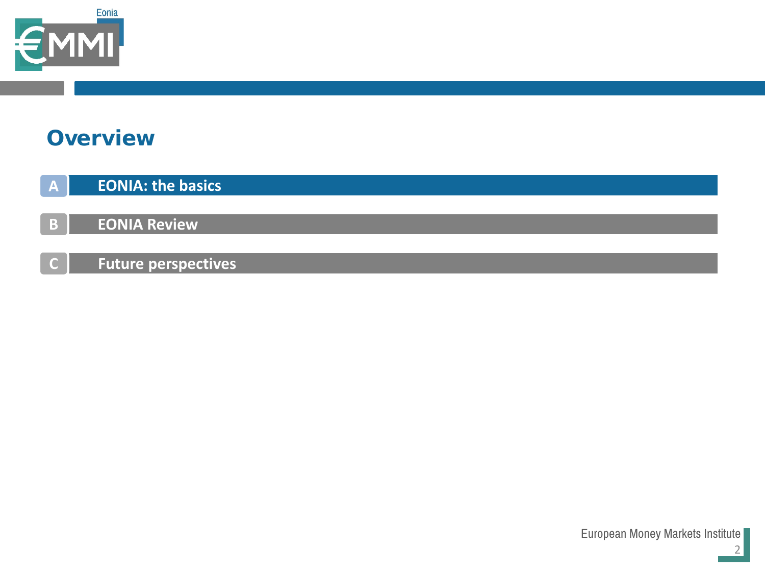# Overview

**A** EONIA: the basics

**B** EONIA Review

**C** Future perspectives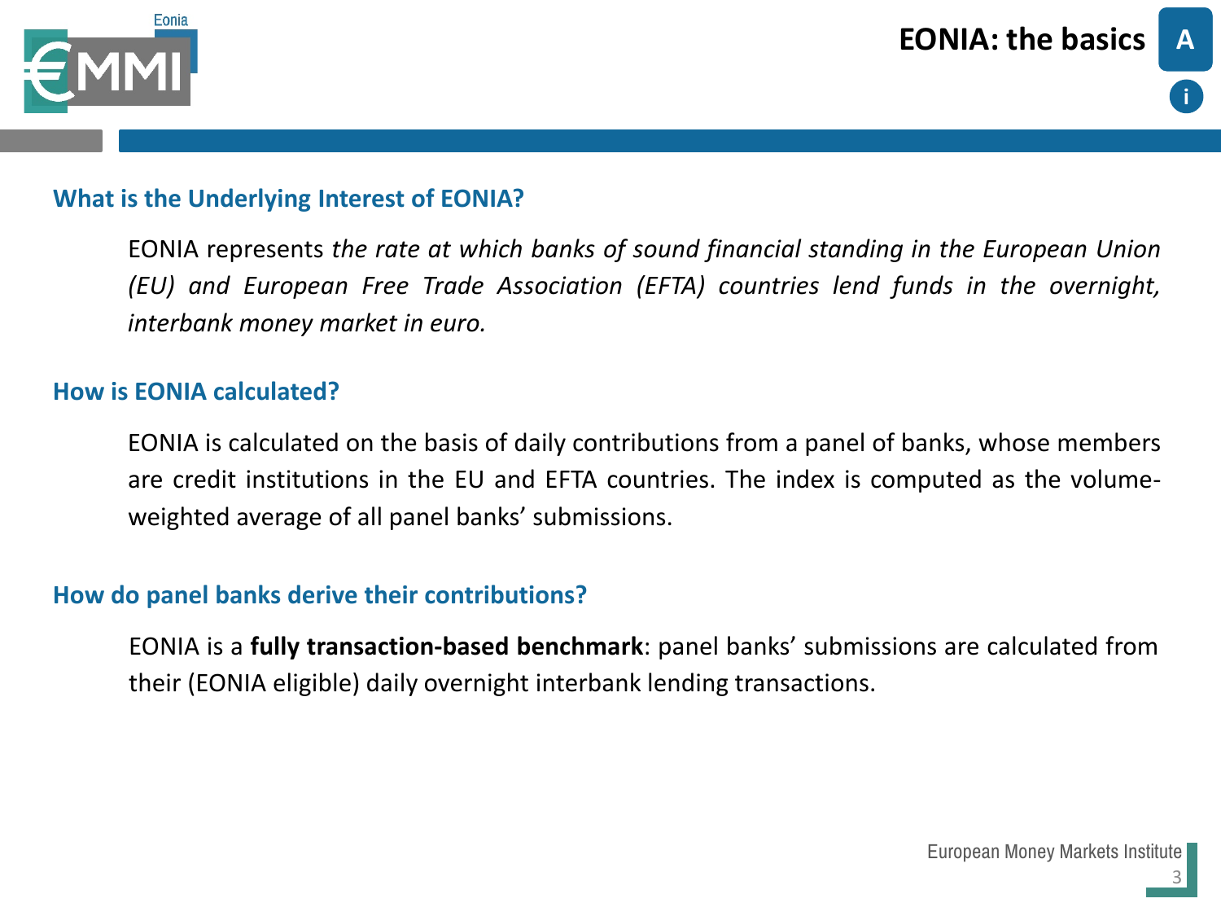# EONIA: the basics

## What is the Underlying Interest of EONIA?

EONIA represents *the rate at which banks of sound financial standing in the European Union (EU) and European Free Trade Association (EFTA) countries lend funds in the overnight, interbank money market in euro.*

## How is EONIA calculated?

EONIA is calculated on the basis of daily contributions from a panel of banks, whose members are credit institutions in the EU and EFTA countries. The index is computed as the volume-weighted average of all panel banks' submissions.

## How do panel banks derive their contributions?

EONIA is a **fully transaction-based benchmark**: panel banks' submissions are calculated from their (EONIA eligible) daily overnight interbank lending transactions.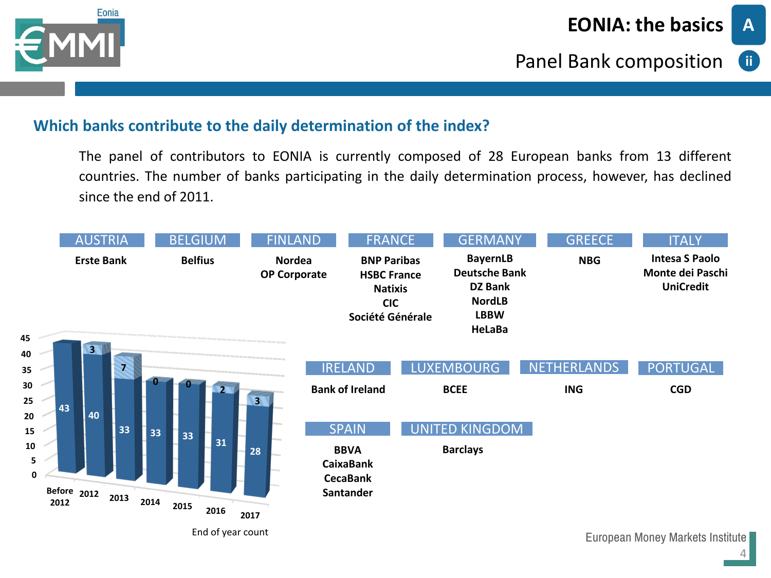# EONIA: the basics

## Panel Bank composition

### Which banks contribute to the daily determination of the index?

The panel of contributors to EONIA is currently composed of 28 European banks from 13 different countries. The number of banks participating in the daily determination process, however, has declined since the end of 2011.

| AUSTRIA | BELGIUM | FINLAND | FRANCE | GERMANY | GREECE | ITALY |
|---|---|---|---|---|---|---|
| Erste Bank | Belfius | Nordea<br>OP Corporate | BNP Paribas<br>HSBC France<br>Natixis<br>CIC<br>Société Générale | BayernLB<br>Deutsche Bank<br>DZ Bank<br>NordLB<br>LBBW<br>HeLaBa | NBG | Intesa S Paolo<br>Monte dei Paschi<br>UniCredit |

| IRELAND | LUXEMBOURG | NETHERLANDS | PORTUGAL |
|---|---|---|---|
| Bank of Ireland | BCEE | ING | CGD |

| SPAIN | UNITED KINGDOM |
|---|---|
| BBVA<br>CaixaBank<br>CecaBank<br>Santander | Barclays |

| End of year count | Panel banks | Decline |
|---|---|---|
| Before 2012 | 43 | |
| 2012 | 40 | 3 |
| 2013 | 33 | 7 |
| 2014 | 33 | 0 |
| 2015 | 33 | 0 |
| 2016 | 31 | 2 |
| 2017 | 28 | 3 |

End of year count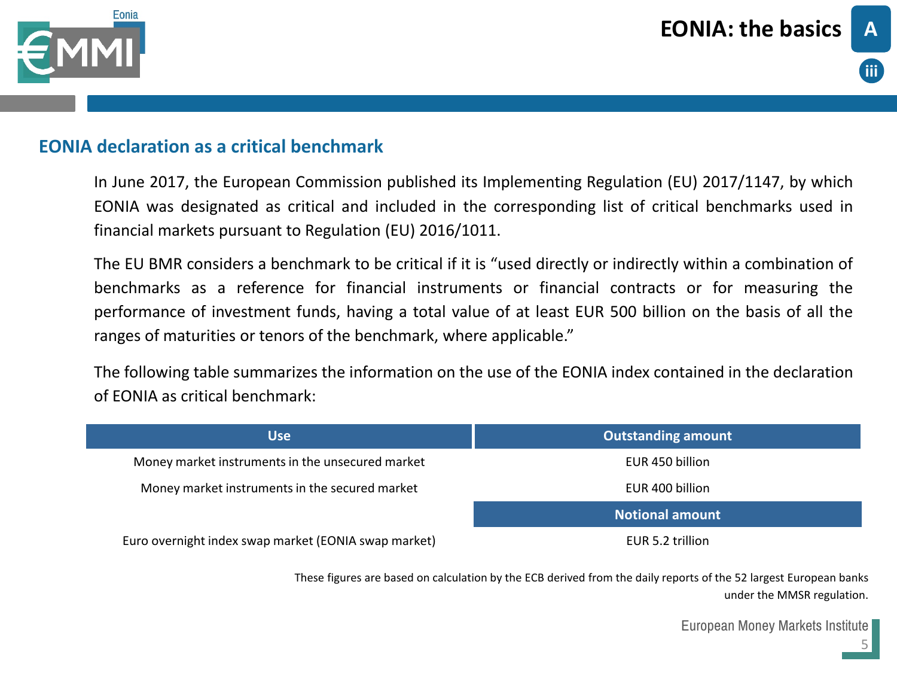# EONIA: the basics

## EONIA declaration as a critical benchmark

In June 2017, the European Commission published its Implementing Regulation (EU) 2017/1147, by which EONIA was designated as critical and included in the corresponding list of critical benchmarks used in financial markets pursuant to Regulation (EU) 2016/1011.

The EU BMR considers a benchmark to be critical if it is "used directly or indirectly within a combination of benchmarks as a reference for financial instruments or financial contracts or for measuring the performance of investment funds, having a total value of at least EUR 500 billion on the basis of all the ranges of maturities or tenors of the benchmark, where applicable."

The following table summarizes the information on the use of the EONIA index contained in the declaration of EONIA as critical benchmark:

| Use | Outstanding amount |
|---|---|
| Money market instruments in the unsecured market | EUR 450 billion |
| Money market instruments in the secured market | EUR 400 billion |
| | **Notional amount** |
| Euro overnight index swap market (EONIA swap market) | EUR 5.2 trillion |

These figures are based on calculation by the ECB derived from the daily reports of the 52 largest European banks under the MMSR regulation.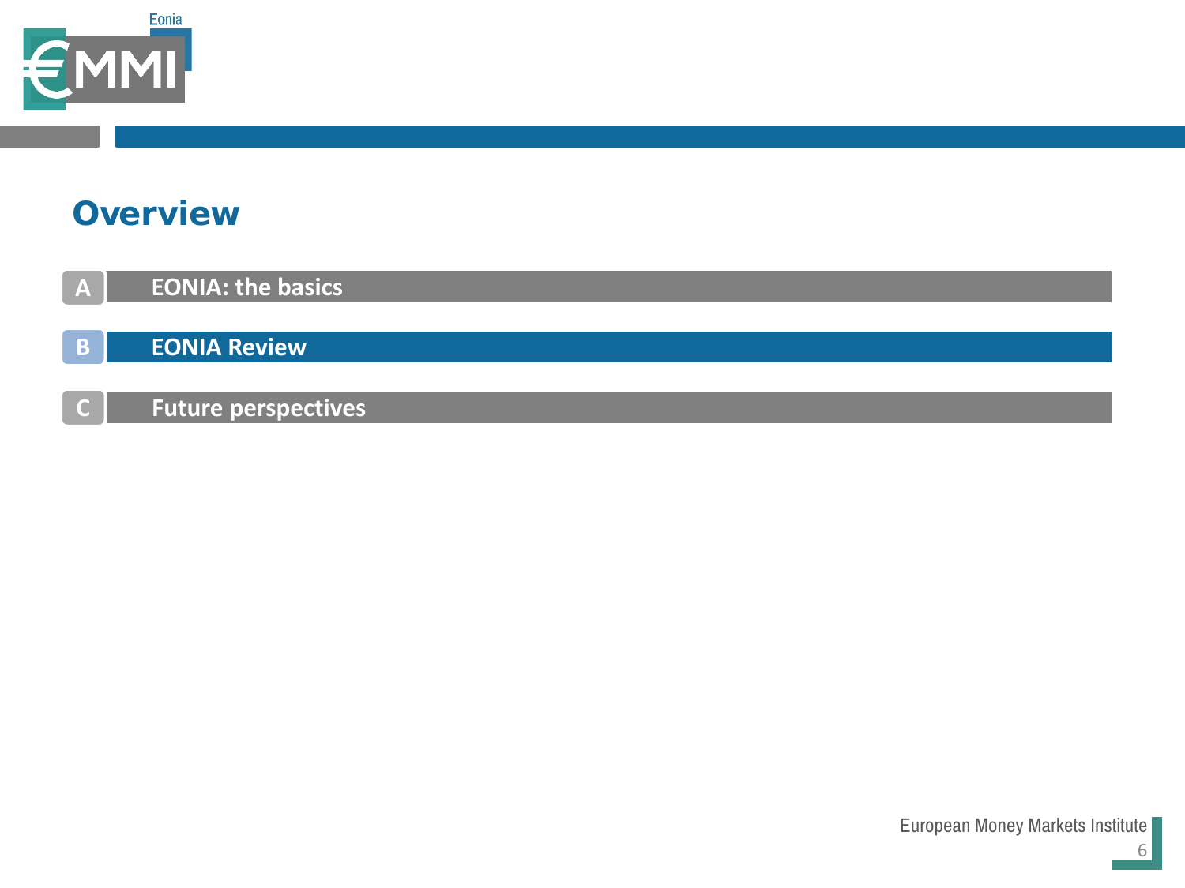# Overview

- **A** EONIA: the basics
- **B** EONIA Review
- **C** Future perspectives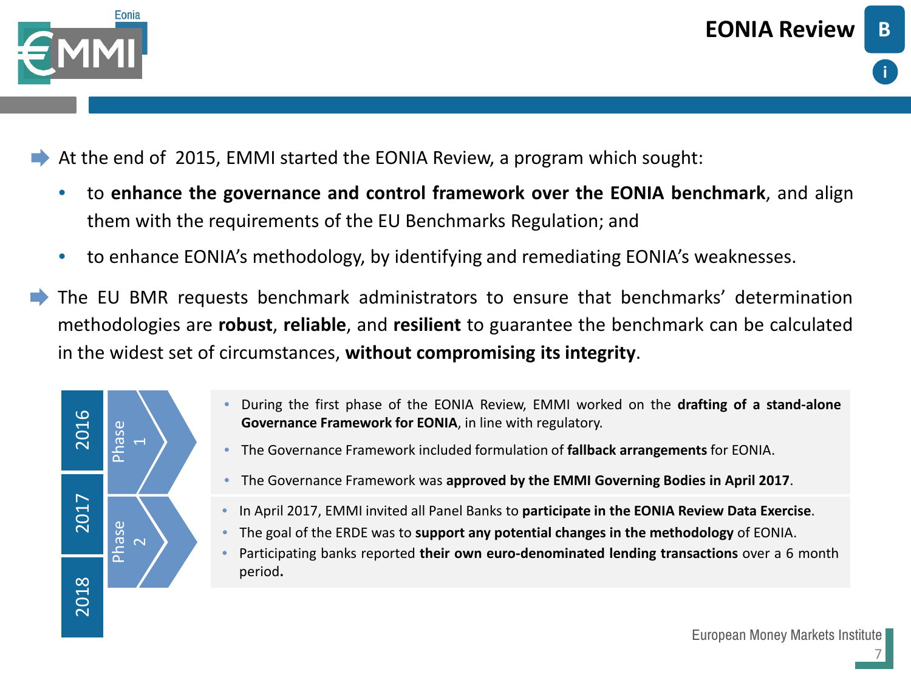# EONIA Review

- At the end of 2015, EMMI started the EONIA Review, a program which sought:
  - to **enhance the governance and control framework over the EONIA benchmark**, and align them with the requirements of the EU Benchmarks Regulation; and
  - to enhance EONIA's methodology, by identifying and remediating EONIA's weaknesses.
- The EU BMR requests benchmark administrators to ensure that benchmarks' determination methodologies are **robust**, **reliable**, and **resilient** to guarantee the benchmark can be calculated in the widest set of circumstances, **without compromising its integrity**.

**2016 – 2017: Phase 1**

- During the first phase of the EONIA Review, EMMI worked on the **drafting of a stand-alone Governance Framework for EONIA**, in line with regulatory.
- The Governance Framework included formulation of **fallback arrangements** for EONIA.
- The Governance Framework was **approved by the EMMI Governing Bodies in April 2017**.

**2017 – 2018: Phase 2**

- In April 2017, EMMI invited all Panel Banks to **participate in the EONIA Review Data Exercise**.
- The goal of the ERDE was to **support any potential changes in the methodology** of EONIA.
- Participating banks reported **their own euro-denominated lending transactions** over a 6 month period**.**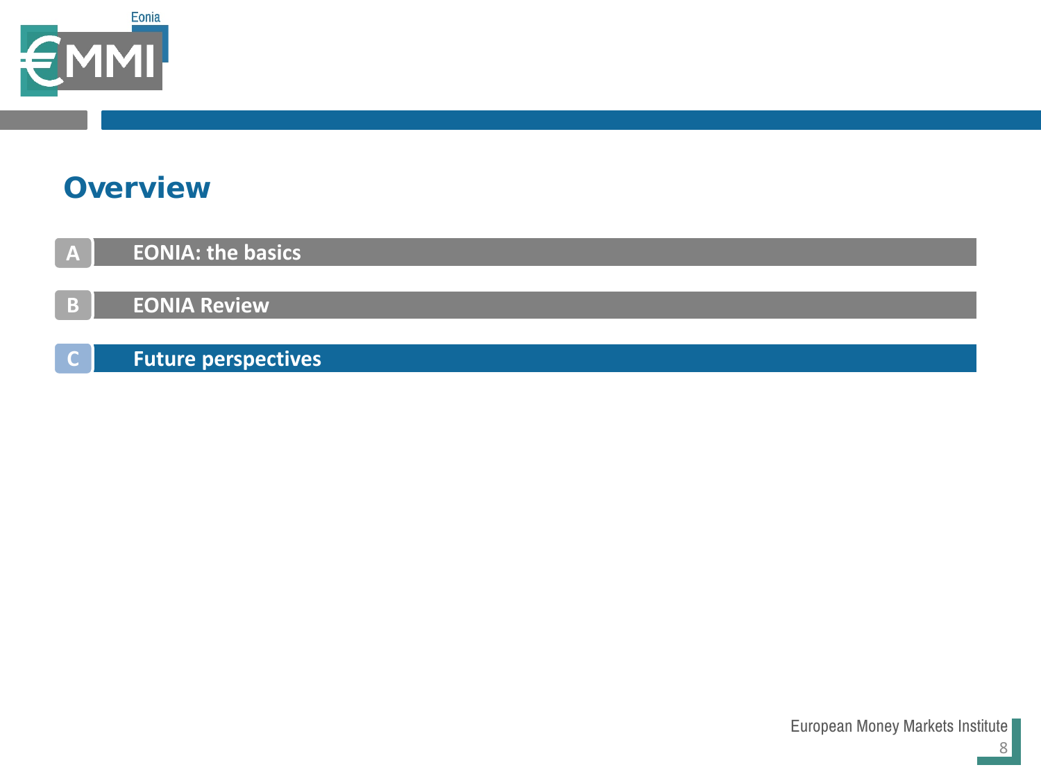# Overview

- **A** EONIA: the basics
- **B** EONIA Review
- **C** Future perspectives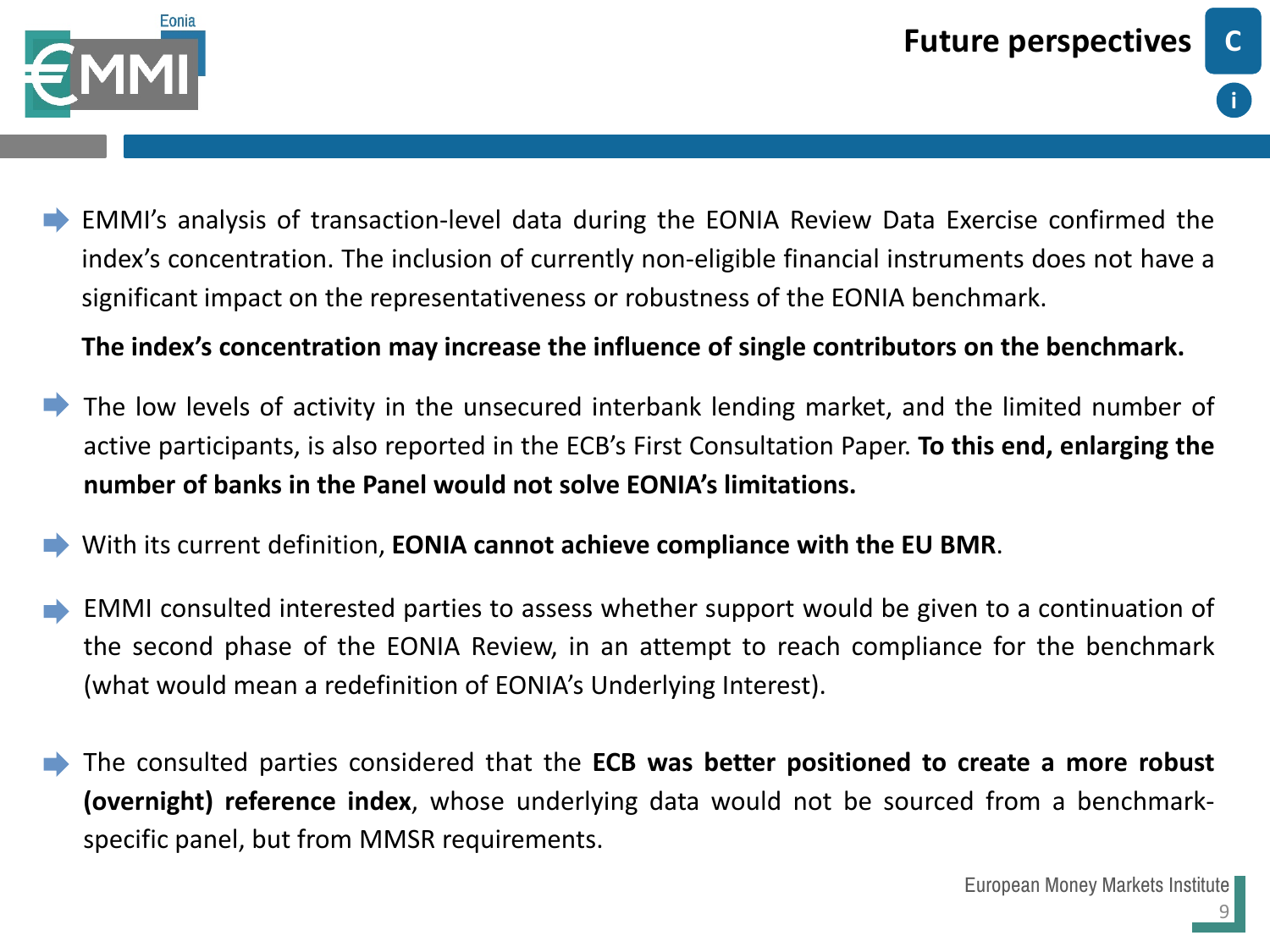# Future perspectives

- EMMI's analysis of transaction-level data during the EONIA Review Data Exercise confirmed the index's concentration. The inclusion of currently non-eligible financial instruments does not have a significant impact on the representativeness or robustness of the EONIA benchmark.

  **The index's concentration may increase the influence of single contributors on the benchmark.**

- The low levels of activity in the unsecured interbank lending market, and the limited number of active participants, is also reported in the ECB's First Consultation Paper. **To this end, enlarging the number of banks in the Panel would not solve EONIA's limitations.**

- With its current definition, **EONIA cannot achieve compliance with the EU BMR**.

- EMMI consulted interested parties to assess whether support would be given to a continuation of the second phase of the EONIA Review, in an attempt to reach compliance for the benchmark (what would mean a redefinition of EONIA's Underlying Interest).

- The consulted parties considered that the **ECB was better positioned to create a more robust (overnight) reference index**, whose underlying data would not be sourced from a benchmark-specific panel, but from MMSR requirements.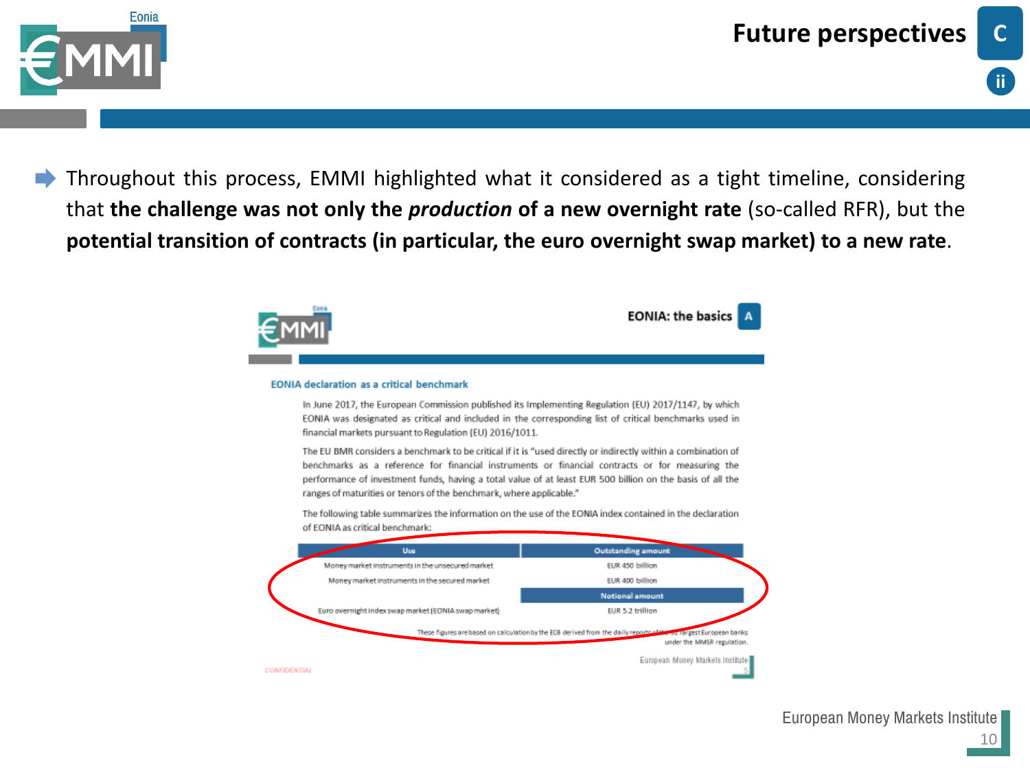# Future perspectives

- Throughout this process, EMMI highlighted what it considered as a tight timeline, considering that **the challenge was not only the *production* of a new overnight rate** (so-called RFR), but the **potential transition of contracts (in particular, the euro overnight swap market) to a new rate**.

## EONIA: the basics

### EONIA declaration as a critical benchmark

In June 2017, the European Commission published its Implementing Regulation (EU) 2017/1147, by which EONIA was designated as critical and included in the corresponding list of critical benchmarks used in financial markets pursuant to Regulation (EU) 2016/1011.

The EU BMR considers a benchmark to be critical if it is "used directly or indirectly within a combination of benchmarks as a reference for financial instruments or financial contracts or for measuring the performance of investment funds, having a total value of at least EUR 500 billion on the basis of all the ranges of maturities or tenors of the benchmark, where applicable."

The following table summarizes the information on the use of the EONIA index contained in the declaration of EONIA as critical benchmark:

| Use | Outstanding amount |
|---|---|
| Money market instruments in the unsecured market | EUR 450 billion |
| Money market instruments in the secured market | EUR 400 billion |
| | **Notional amount** |
| Euro overnight index swap market (EONIA swap market) | EUR 5.2 trillion |

These figures are based on calculation by the ECB derived from the daily reports of the 52 largest European banks under the MMSR regulation.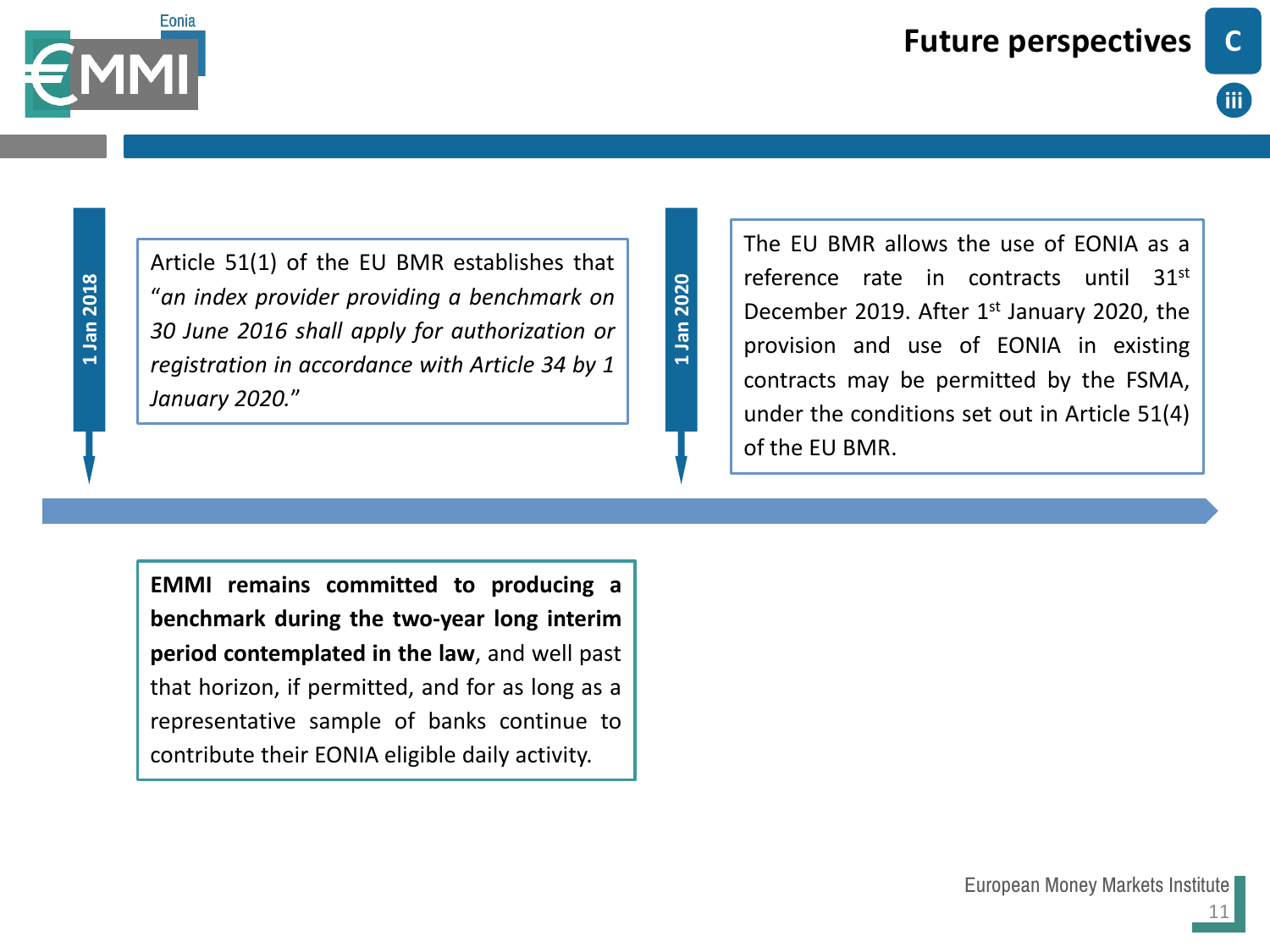# Future perspectives

**1 Jan 2018**

Article 51(1) of the EU BMR establishes that "*an index provider providing a benchmark on 30 June 2016 shall apply for authorization or registration in accordance with Article 34 by 1 January 2020.*"

**1 Jan 2020**

The EU BMR allows the use of EONIA as a reference rate in contracts until 31st December 2019. After 1st January 2020, the provision and use of EONIA in existing contracts may be permitted by the FSMA, under the conditions set out in Article 51(4) of the EU BMR.

**EMMI remains committed to producing a benchmark during the two-year long interim period contemplated in the law**, and well past that horizon, if permitted, and for as long as a representative sample of banks continue to contribute their EONIA eligible daily activity.